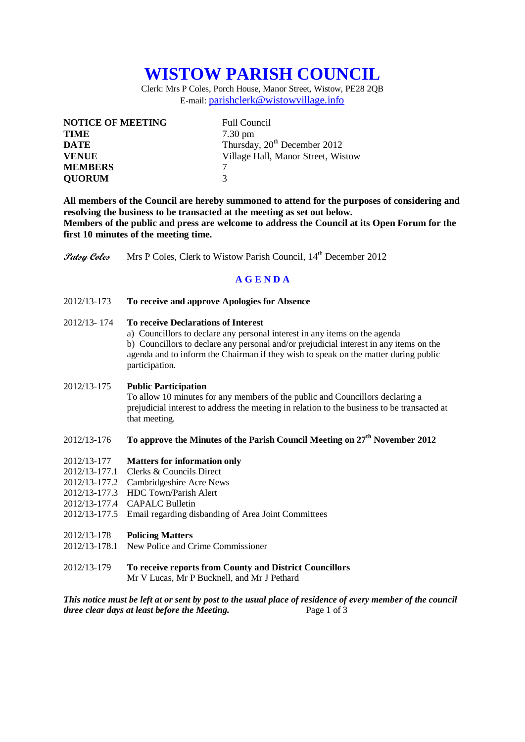# WISTOW PARISH COUNCIL

Clerk: Mrs P Coles, Porch House, Manor Street, Wistow, PE28 2QB
E-mail: parishclerk@wistowvillage.info

| | |
|---|---|
| **NOTICE OF MEETING** | Full Council |
| **TIME** | 7.30 pm |
| **DATE** | Thursday, 20th December 2012 |
| **VENUE** | Village Hall, Manor Street, Wistow |
| **MEMBERS** | 7 |
| **QUORUM** | 3 |

**All members of the Council are hereby summoned to attend for the purposes of considering and resolving the business to be transacted at the meeting as set out below.**
**Members of the public and press are welcome to address the Council at its Open Forum for the first 10 minutes of the meeting time.**

*Patsy Coles* Mrs P Coles, Clerk to Wistow Parish Council, 14th December 2012

## A G E N D A

2012/13-173 **To receive and approve Apologies for Absence**

2012/13- 174 **To receive Declarations of Interest**
a) Councillors to declare any personal interest in any items on the agenda
b) Councillors to declare any personal and/or prejudicial interest in any items on the agenda and to inform the Chairman if they wish to speak on the matter during public participation.

2012/13-175 **Public Participation**
To allow 10 minutes for any members of the public and Councillors declaring a prejudicial interest to address the meeting in relation to the business to be transacted at that meeting.

2012/13-176 **To approve the Minutes of the Parish Council Meeting on 27th November 2012**

2012/13-177 **Matters for information only**
2012/13-177.1 Clerks & Councils Direct
2012/13-177.2 Cambridgeshire Acre News
2012/13-177.3 HDC Town/Parish Alert
2012/13-177.4 CAPALC Bulletin
2012/13-177.5 Email regarding disbanding of Area Joint Committees

2012/13-178 **Policing Matters**
2012/13-178.1 New Police and Crime Commissioner

2012/13-179 **To receive reports from County and District Councillors**
Mr V Lucas, Mr P Bucknell, and Mr J Pethard

***This notice must be left at or sent by post to the usual place of residence of every member of the council three clear days at least before the Meeting.***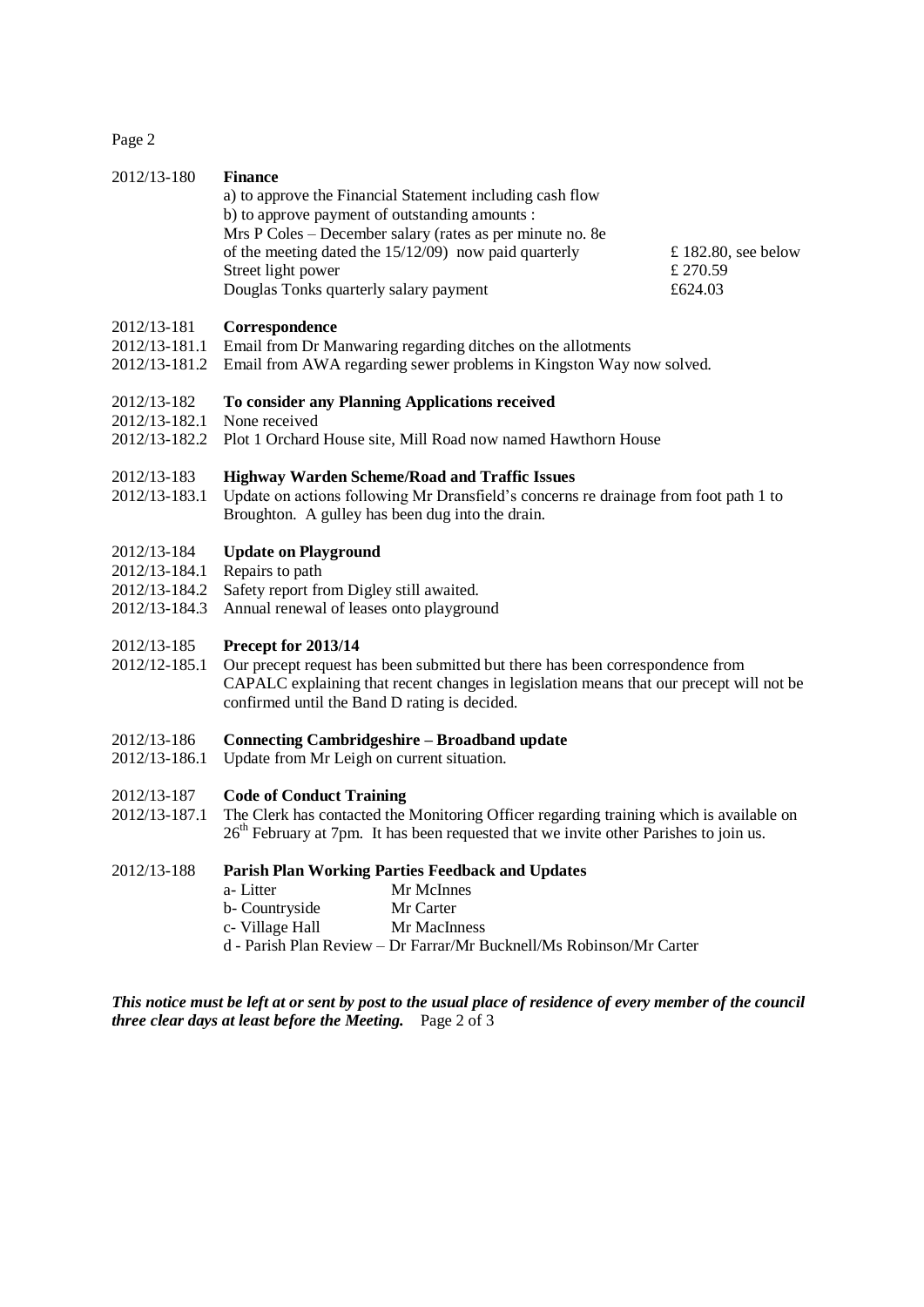2012/13-180 **Finance**

a) to approve the Financial Statement including cash flow

b) to approve payment of outstanding amounts :

| | |
|---|---|
| Mrs P Coles – December salary (rates as per minute no. 8e of the meeting dated the 15/12/09) now paid quarterly | £ 182.80, see below |
| Street light power | £ 270.59 |
| Douglas Tonks quarterly salary payment | £624.03 |

2012/13-181 **Correspondence**

2012/13-181.1 Email from Dr Manwaring regarding ditches on the allotments

2012/13-181.2 Email from AWA regarding sewer problems in Kingston Way now solved.

2012/13-182 **To consider any Planning Applications received**

2012/13-182.1 None received

2012/13-182.2 Plot 1 Orchard House site, Mill Road now named Hawthorn House

2012/13-183 **Highway Warden Scheme/Road and Traffic Issues**

2012/13-183.1 Update on actions following Mr Dransfield's concerns re drainage from foot path 1 to Broughton. A gulley has been dug into the drain.

2012/13-184 **Update on Playground**

2012/13-184.1 Repairs to path

2012/13-184.2 Safety report from Digley still awaited.

2012/13-184.3 Annual renewal of leases onto playground

2012/13-185 **Precept for 2013/14**

2012/12-185.1 Our precept request has been submitted but there has been correspondence from CAPALC explaining that recent changes in legislation means that our precept will not be confirmed until the Band D rating is decided.

2012/13-186 **Connecting Cambridgeshire – Broadband update**

2012/13-186.1 Update from Mr Leigh on current situation.

2012/13-187 **Code of Conduct Training**

2012/13-187.1 The Clerk has contacted the Monitoring Officer regarding training which is available on 26th February at 7pm. It has been requested that we invite other Parishes to join us.

2012/13-188 **Parish Plan Working Parties Feedback and Updates**

- a- Litter — Mr McInnes
- b- Countryside — Mr Carter
- c- Village Hall — Mr MacInness
- d - Parish Plan Review – Dr Farrar/Mr Bucknell/Ms Robinson/Mr Carter

***This notice must be left at or sent by post to the usual place of residence of every member of the council three clear days at least before the Meeting.***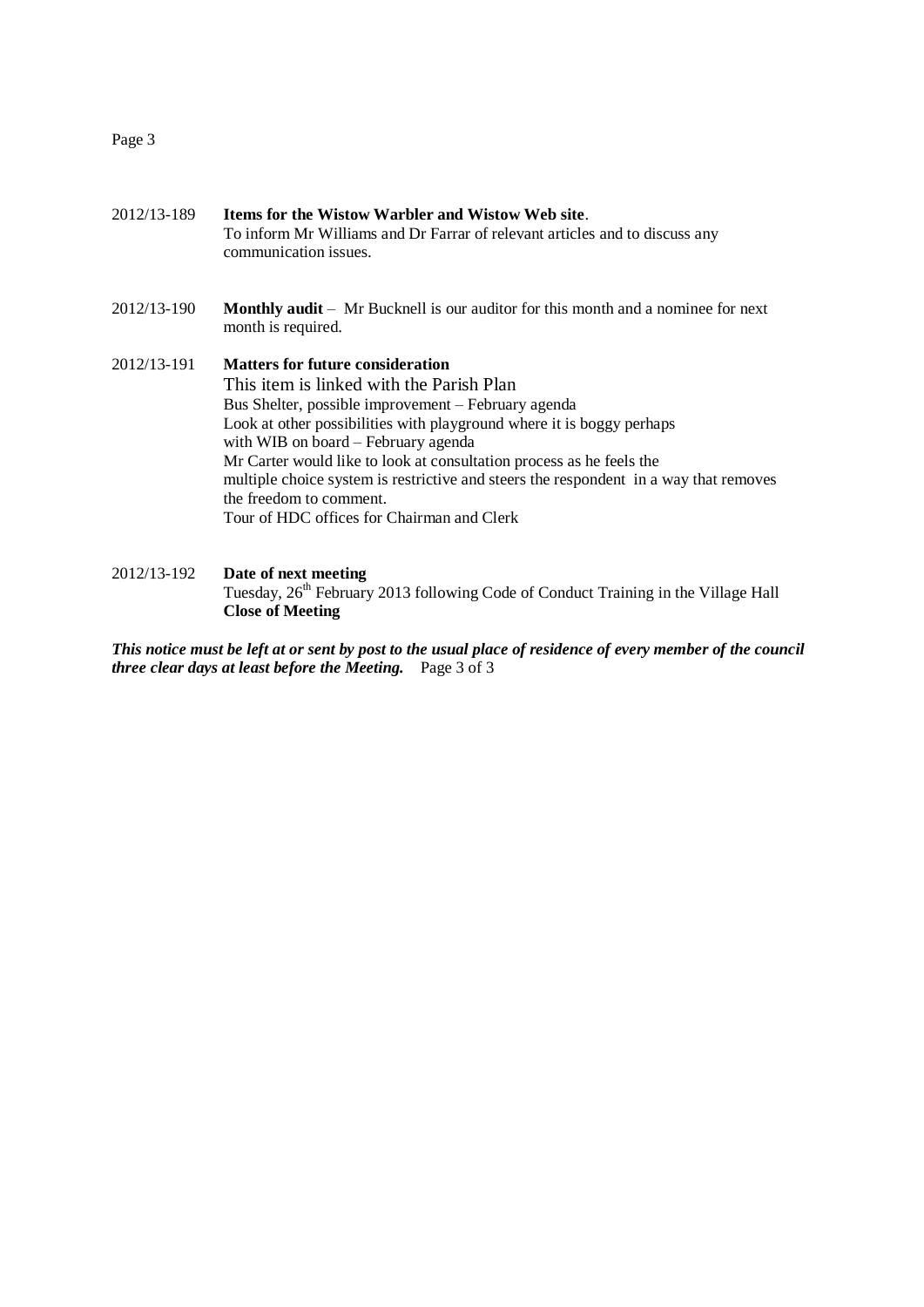2012/13-189 **Items for the Wistow Warbler and Wistow Web site**.
To inform Mr Williams and Dr Farrar of relevant articles and to discuss any communication issues.

2012/13-190 **Monthly audit** – Mr Bucknell is our auditor for this month and a nominee for next month is required.

2012/13-191 **Matters for future consideration**
This item is linked with the Parish Plan
Bus Shelter, possible improvement – February agenda
Look at other possibilities with playground where it is boggy perhaps with WIB on board – February agenda
Mr Carter would like to look at consultation process as he feels the multiple choice system is restrictive and steers the respondent in a way that removes the freedom to comment.
Tour of HDC offices for Chairman and Clerk

2012/13-192 **Date of next meeting**
Tuesday, 26th February 2013 following Code of Conduct Training in the Village Hall
**Close of Meeting**

***This notice must be left at or sent by post to the usual place of residence of every member of the council three clear days at least before the Meeting.***